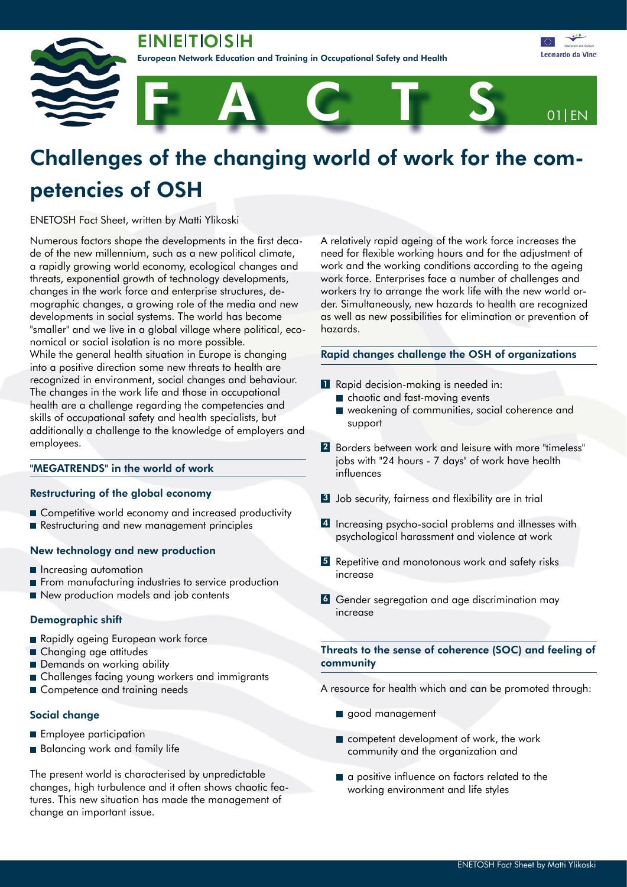# E|N|E|T|O|S|H

European Network Education and Training in Occupational Safety and Health

FACTS 01|EN

# Challenges of the changing world of work for the competencies of OSH

ENETOSH Fact Sheet, written by Matti Ylikoski

Numerous factors shape the developments in the first decade of the new millennium, such as a new political climate, a rapidly growing world economy, ecological changes and threats, exponential growth of technology developments, changes in the work force and enterprise structures, demographic changes, a growing role of the media and new developments in social systems. The world has become "smaller" and we live in a global village where political, economical or social isolation is no more possible.

While the general health situation in Europe is changing into a positive direction some new threats to health are recognized in environment, social changes and behaviour. The changes in the work life and those in occupational health are a challenge regarding the competencies and skills of occupational safety and health specialists, but additionally a challenge to the knowledge of employers and employees.

## "MEGATRENDS" in the world of work

### Restructuring of the global economy

- Competitive world economy and increased productivity
- Restructuring and new management principles

### New technology and new production

- Increasing automation
- From manufacturing industries to service production
- New production models and job contents

### Demographic shift

- Rapidly ageing European work force
- Changing age attitudes
- Demands on working ability
- Challenges facing young workers and immigrants
- Competence and training needs

### Social change

- Employee participation
- Balancing work and family life

The present world is characterised by unpredictable changes, high turbulence and it often shows chaotic features. This new situation has made the management of change an important issue.

A relatively rapid ageing of the work force increases the need for flexible working hours and for the adjustment of work and the working conditions according to the ageing work force. Enterprises face a number of challenges and workers try to arrange the work life with the new world order. Simultaneously, new hazards to health are recognized as well as new possibilities for elimination or prevention of hazards.

## Rapid changes challenge the OSH of organizations

1. Rapid decision-making is needed in:
   - chaotic and fast-moving events
   - weakening of communities, social coherence and support
2. Borders between work and leisure with more "timeless" jobs with "24 hours - 7 days" of work have health influences
3. Job security, fairness and flexibility are in trial
4. Increasing psycho-social problems and illnesses with psychological harassment and violence at work
5. Repetitive and monotonous work and safety risks increase
6. Gender segregation and age discrimination may increase

## Threats to the sense of coherence (SOC) and feeling of community

A resource for health which and can be promoted through:

- good management
- competent development of work, the work community and the organization and
- a positive influence on factors related to the working environment and life styles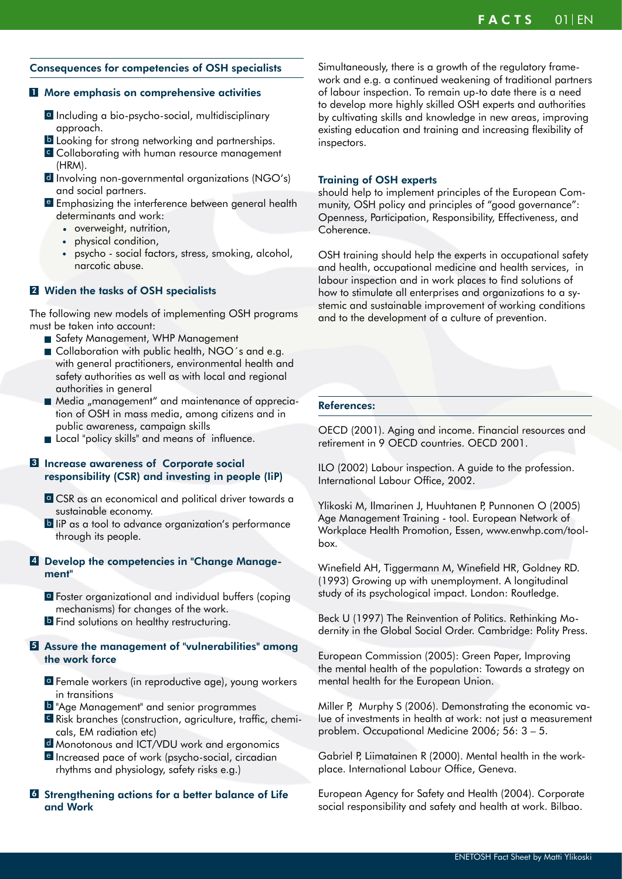## Consequences for competencies of OSH specialists

### 1 More emphasis on comprehensive activities

- a Including a bio-psycho-social, multidisciplinary approach.
- b Looking for strong networking and partnerships.
- c Collaborating with human resource management (HRM).
- d Involving non-governmental organizations (NGO's) and social partners.
- e Emphasizing the interference between general health determinants and work:
  - overweight, nutrition,
  - physical condition,
  - psycho - social factors, stress, smoking, alcohol, narcotic abuse.

### 2 Widen the tasks of OSH specialists

The following new models of implementing OSH programs must be taken into account:

- Safety Management, WHP Management
- Collaboration with public health, NGO´s and e.g. with general practitioners, environmental health and safety authorities as well as with local and regional authorities in general
- Media „management" and maintenance of appreciation of OSH in mass media, among citizens and in public awareness, campaign skills
- Local "policy skills" and means of influence.

### 3 Increase awareness of Corporate social responsibility (CSR) and investing in people (IiP)

- a CSR as an economical and political driver towards a sustainable economy.
- b IiP as a tool to advance organization's performance through its people.

### 4 Develop the competencies in "Change Management"

- a Foster organizational and individual buffers (coping mechanisms) for changes of the work.
- b Find solutions on healthy restructuring.

### 5 Assure the management of "vulnerabilities" among the work force

- a Female workers (in reproductive age), young workers in transitions
- b "Age Management" and senior programmes
- c Risk branches (construction, agriculture, traffic, chemicals, EM radiation etc)
- d Monotonous and ICT/VDU work and ergonomics
- e Increased pace of work (psycho-social, circadian rhythms and physiology, safety risks e.g.)

### 6 Strengthening actions for a better balance of Life and Work

Simultaneously, there is a growth of the regulatory framework and e.g. a continued weakening of traditional partners of labour inspection. To remain up-to date there is a need to develop more highly skilled OSH experts and authorities by cultivating skills and knowledge in new areas, improving existing education and training and increasing flexibility of inspectors.

### Training of OSH experts

should help to implement principles of the European Community, OSH policy and principles of "good governance": Openness, Participation, Responsibility, Effectiveness, and Coherence.

OSH training should help the experts in occupational safety and health, occupational medicine and health services, in labour inspection and in work places to find solutions of how to stimulate all enterprises and organizations to a systemic and sustainable improvement of working conditions and to the development of a culture of prevention.

## References:

OECD (2001). Aging and income. Financial resources and retirement in 9 OECD countries. OECD 2001.

ILO (2002) Labour inspection. A guide to the profession. International Labour Office, 2002.

Ylikoski M, Ilmarinen J, Huuhtanen P, Punnonen O (2005) Age Management Training - tool. European Network of Workplace Health Promotion, Essen, www.enwhp.com/toolbox.

Winefield AH, Tiggermann M, Winefield HR, Goldney RD. (1993) Growing up with unemployment. A longitudinal study of its psychological impact. London: Routledge.

Beck U (1997) The Reinvention of Politics. Rethinking Modernity in the Global Social Order. Cambridge: Polity Press.

European Commission (2005): Green Paper, Improving the mental health of the population: Towards a strategy on mental health for the European Union.

Miller P, Murphy S (2006). Demonstrating the economic value of investments in health at work: not just a measurement problem. Occupational Medicine 2006; 56: 3 – 5.

Gabriel P, Liimatainen R (2000). Mental health in the workplace. International Labour Office, Geneva.

European Agency for Safety and Health (2004). Corporate social responsibility and safety and health at work. Bilbao.

ENETOSH Fact Sheet by Matti Ylikoski